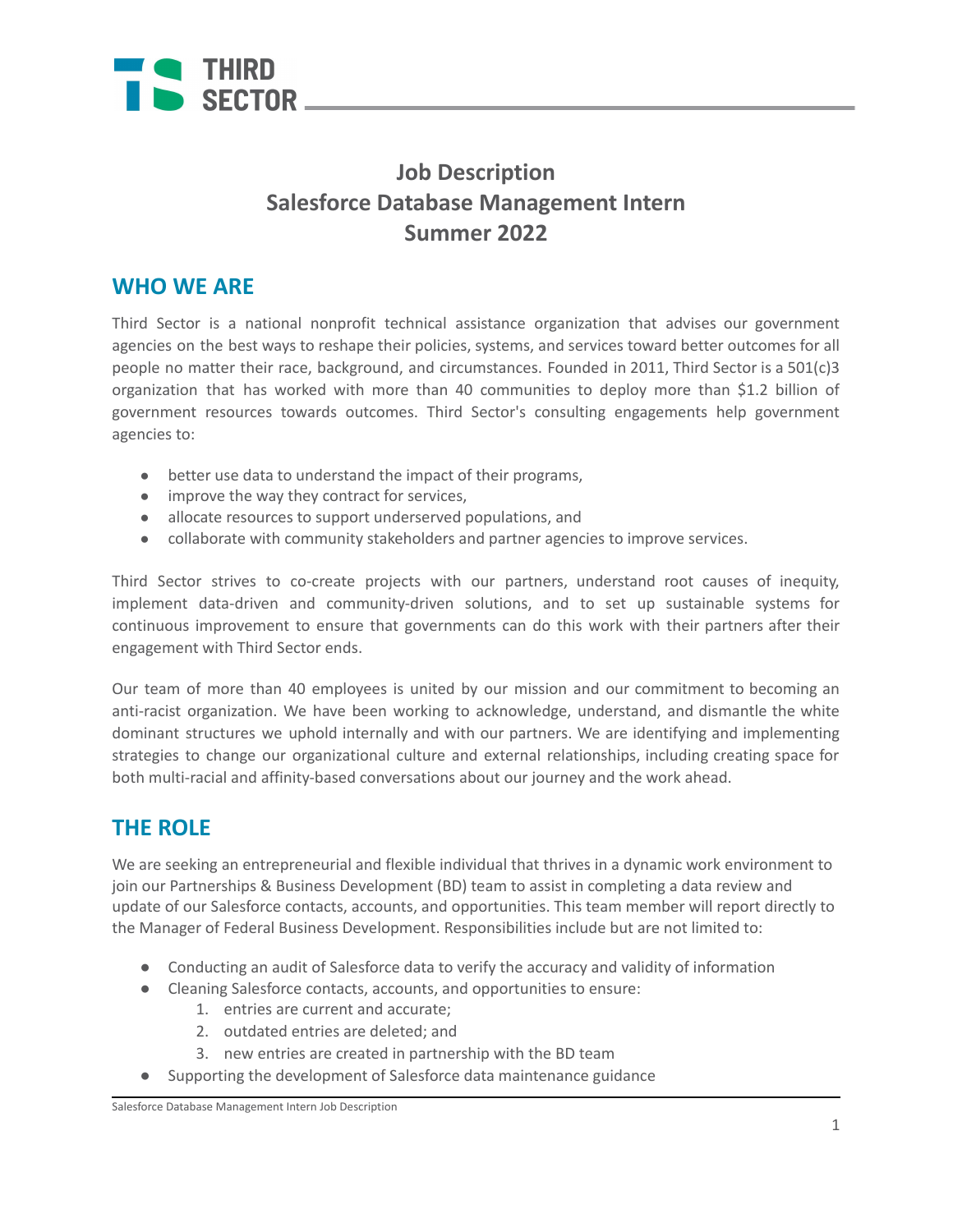# Job Description
# Salesforce Database Management Intern
# Summer 2022

## WHO WE ARE

Third Sector is a national nonprofit technical assistance organization that advises our government agencies on the best ways to reshape their policies, systems, and services toward better outcomes for all people no matter their race, background, and circumstances. Founded in 2011, Third Sector is a 501(c)3 organization that has worked with more than 40 communities to deploy more than $1.2 billion of government resources towards outcomes. Third Sector's consulting engagements help government agencies to:

- better use data to understand the impact of their programs,
- improve the way they contract for services,
- allocate resources to support underserved populations, and
- collaborate with community stakeholders and partner agencies to improve services.

Third Sector strives to co-create projects with our partners, understand root causes of inequity, implement data-driven and community-driven solutions, and to set up sustainable systems for continuous improvement to ensure that governments can do this work with their partners after their engagement with Third Sector ends.

Our team of more than 40 employees is united by our mission and our commitment to becoming an anti-racist organization. We have been working to acknowledge, understand, and dismantle the white dominant structures we uphold internally and with our partners. We are identifying and implementing strategies to change our organizational culture and external relationships, including creating space for both multi-racial and affinity-based conversations about our journey and the work ahead.

## THE ROLE

We are seeking an entrepreneurial and flexible individual that thrives in a dynamic work environment to join our Partnerships & Business Development (BD) team to assist in completing a data review and update of our Salesforce contacts, accounts, and opportunities. This team member will report directly to the Manager of Federal Business Development. Responsibilities include but are not limited to:

- Conducting an audit of Salesforce data to verify the accuracy and validity of information
- Cleaning Salesforce contacts, accounts, and opportunities to ensure:
    1. entries are current and accurate;
    2. outdated entries are deleted; and
    3. new entries are created in partnership with the BD team
- Supporting the development of Salesforce data maintenance guidance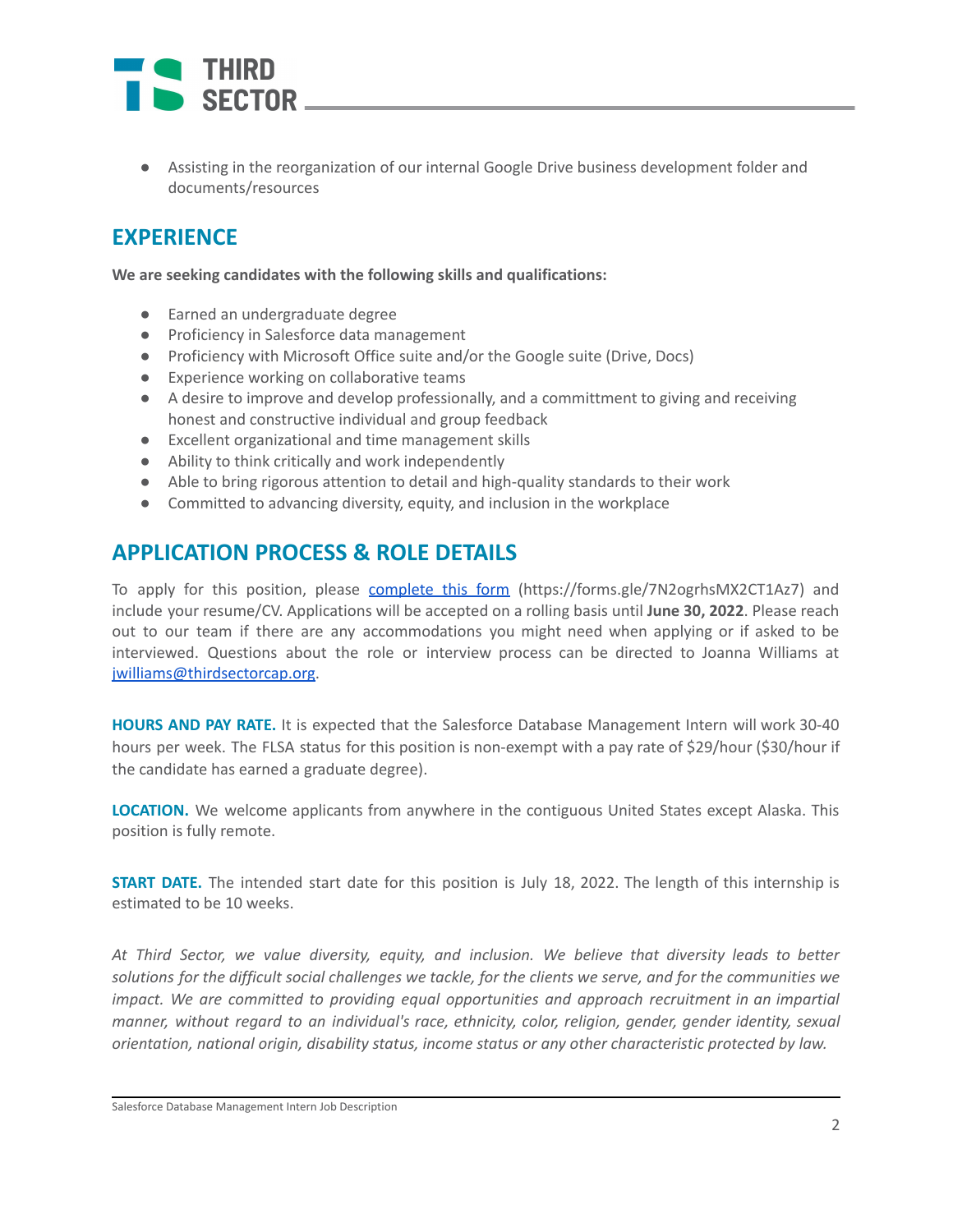- Assisting in the reorganization of our internal Google Drive business development folder and documents/resources

## EXPERIENCE

**We are seeking candidates with the following skills and qualifications:**

- Earned an undergraduate degree
- Proficiency in Salesforce data management
- Proficiency with Microsoft Office suite and/or the Google suite (Drive, Docs)
- Experience working on collaborative teams
- A desire to improve and develop professionally, and a committment to giving and receiving honest and constructive individual and group feedback
- Excellent organizational and time management skills
- Ability to think critically and work independently
- Able to bring rigorous attention to detail and high-quality standards to their work
- Committed to advancing diversity, equity, and inclusion in the workplace

## APPLICATION PROCESS & ROLE DETAILS

To apply for this position, please [complete this form](https://forms.gle/7N2ogrhsMX2CT1Az7) (https://forms.gle/7N2ogrhsMX2CT1Az7) and include your resume/CV. Applications will be accepted on a rolling basis until **June 30, 2022**. Please reach out to our team if there are any accommodations you might need when applying or if asked to be interviewed. Questions about the role or interview process can be directed to Joanna Williams at [jwilliams@thirdsectorcap.org](mailto:jwilliams@thirdsectorcap.org).

**HOURS AND PAY RATE.** It is expected that the Salesforce Database Management Intern will work 30-40 hours per week. The FLSA status for this position is non-exempt with a pay rate of $29/hour ($30/hour if the candidate has earned a graduate degree).

**LOCATION.** We welcome applicants from anywhere in the contiguous United States except Alaska. This position is fully remote.

**START DATE.** The intended start date for this position is July 18, 2022. The length of this internship is estimated to be 10 weeks.

*At Third Sector, we value diversity, equity, and inclusion. We believe that diversity leads to better solutions for the difficult social challenges we tackle, for the clients we serve, and for the communities we impact. We are committed to providing equal opportunities and approach recruitment in an impartial manner, without regard to an individual's race, ethnicity, color, religion, gender, gender identity, sexual orientation, national origin, disability status, income status or any other characteristic protected by law.*